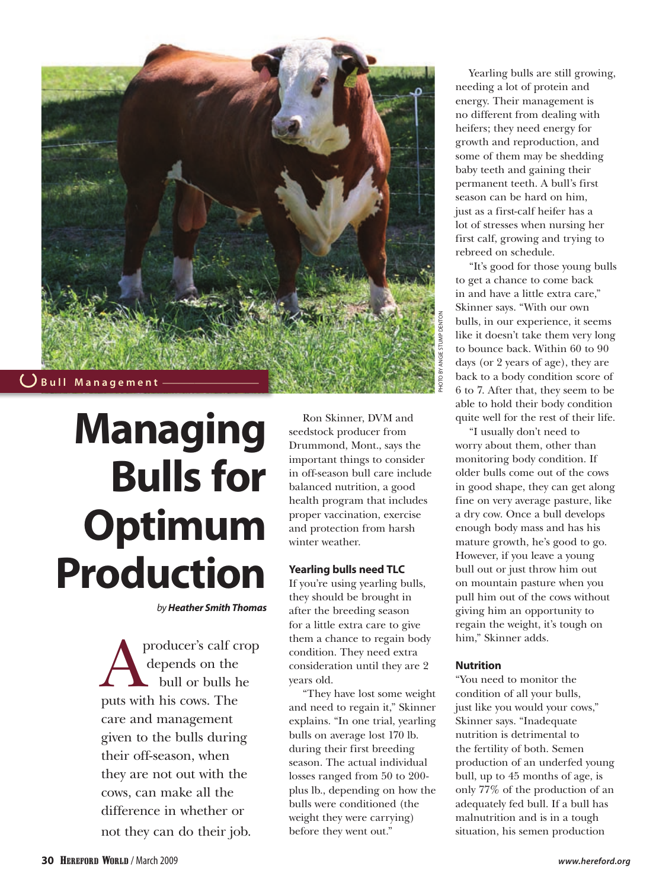Bull Management

# Managing Bulls for Optimum Production

*by* ***Heather Smith Thomas***

A producer's calf crop depends on the bull or bulls he puts with his cows. The care and management given to the bulls during their off-season, when they are not out with the cows, can make all the difference in whether or not they can do their job.

Ron Skinner, DVM and seedstock producer from Drummond, Mont., says the important things to consider in off-season bull care include balanced nutrition, a good health program that includes proper vaccination, exercise and protection from harsh winter weather.

### Yearling bulls need TLC

If you're using yearling bulls, they should be brought in after the breeding season for a little extra care to give them a chance to regain body condition. They need extra consideration until they are 2 years old.

"They have lost some weight and need to regain it," Skinner explains. "In one trial, yearling bulls on average lost 170 lb. during their first breeding season. The actual individual losses ranged from 50 to 200-plus lb., depending on how the bulls were conditioned (the weight they were carrying) before they went out."

Yearling bulls are still growing, needing a lot of protein and energy. Their management is no different from dealing with heifers; they need energy for growth and reproduction, and some of them may be shedding baby teeth and gaining their permanent teeth. A bull's first season can be hard on him, just as a first-calf heifer has a lot of stresses when nursing her first calf, growing and trying to rebreed on schedule.

"It's good for those young bulls to get a chance to come back in and have a little extra care," Skinner says. "With our own bulls, in our experience, it seems like it doesn't take them very long to bounce back. Within 60 to 90 days (or 2 years of age), they are back to a body condition score of 6 to 7. After that, they seem to be able to hold their body condition quite well for the rest of their life.

"I usually don't need to worry about them, other than monitoring body condition. If older bulls come out of the cows in good shape, they can get along fine on very average pasture, like a dry cow. Once a bull develops enough body mass and has his mature growth, he's good to go. However, if you leave a young bull out or just throw him out on mountain pasture when you pull him out of the cows without giving him an opportunity to regain the weight, it's tough on him," Skinner adds.

### Nutrition

"You need to monitor the condition of all your bulls, just like you would your cows," Skinner says. "Inadequate nutrition is detrimental to the fertility of both. Semen production of an underfed young bull, up to 45 months of age, is only 77% of the production of an adequately fed bull. If a bull has malnutrition and is in a tough situation, his semen production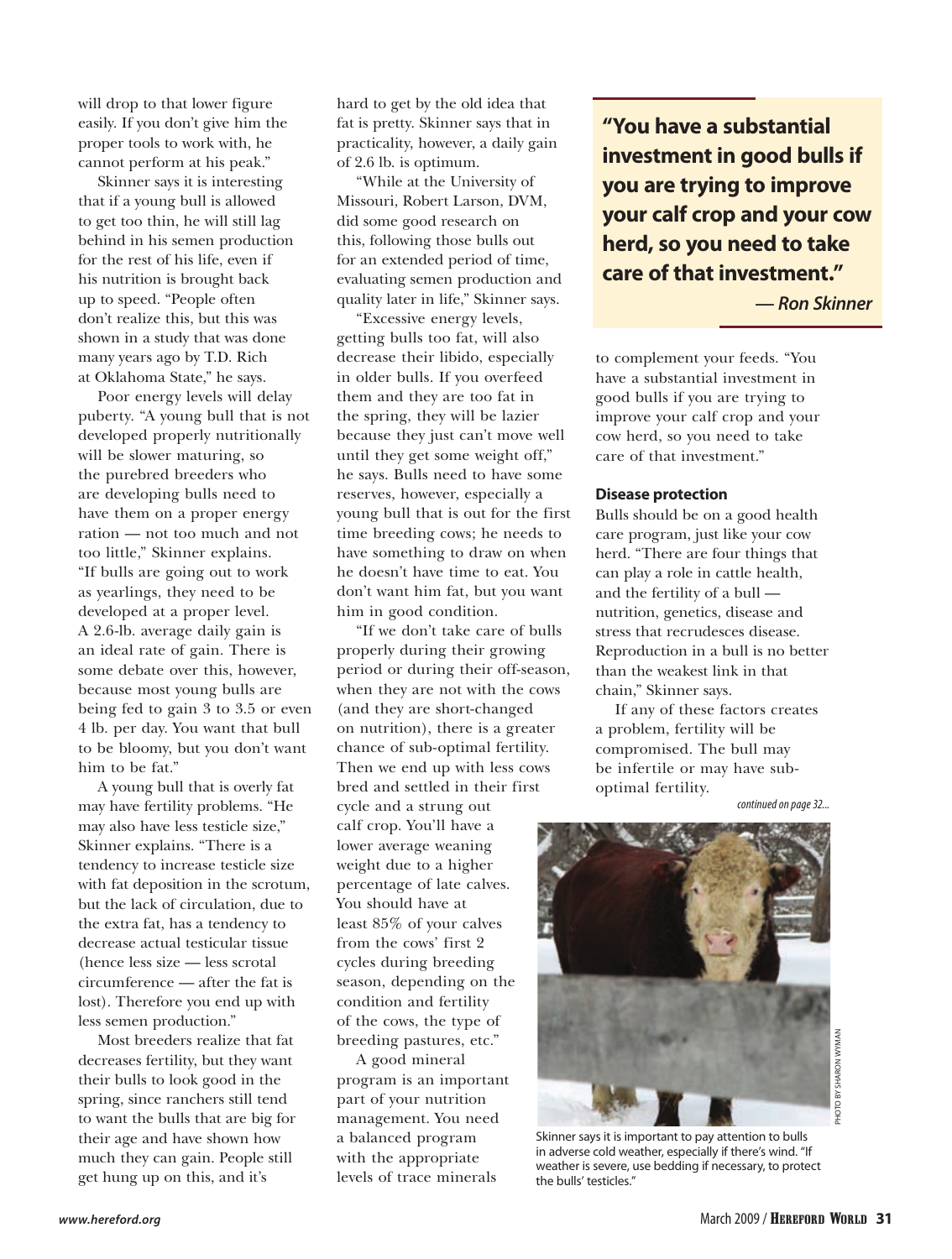will drop to that lower figure easily. If you don't give him the proper tools to work with, he cannot perform at his peak."

Skinner says it is interesting that if a young bull is allowed to get too thin, he will still lag behind in his semen production for the rest of his life, even if his nutrition is brought back up to speed. "People often don't realize this, but this was shown in a study that was done many years ago by T.D. Rich at Oklahoma State," he says.

Poor energy levels will delay puberty. "A young bull that is not developed properly nutritionally will be slower maturing, so the purebred breeders who are developing bulls need to have them on a proper energy ration — not too much and not too little," Skinner explains. "If bulls are going out to work as yearlings, they need to be developed at a proper level. A 2.6-lb. average daily gain is an ideal rate of gain. There is some debate over this, however, because most young bulls are being fed to gain 3 to 3.5 or even 4 lb. per day. You want that bull to be bloomy, but you don't want him to be fat."

A young bull that is overly fat may have fertility problems. "He may also have less testicle size," Skinner explains. "There is a tendency to increase testicle size with fat deposition in the scrotum, but the lack of circulation, due to the extra fat, has a tendency to decrease actual testicular tissue (hence less size — less scrotal circumference — after the fat is lost). Therefore you end up with less semen production."

Most breeders realize that fat decreases fertility, but they want their bulls to look good in the spring, since ranchers still tend to want the bulls that are big for their age and have shown how much they can gain. People still get hung up on this, and it's hard to get by the old idea that fat is pretty. Skinner says that in practicality, however, a daily gain of 2.6 lb. is optimum.

"While at the University of Missouri, Robert Larson, DVM, did some good research on this, following those bulls out for an extended period of time, evaluating semen production and quality later in life," Skinner says.

"Excessive energy levels, getting bulls too fat, will also decrease their libido, especially in older bulls. If you overfeed them and they are too fat in the spring, they will be lazier because they just can't move well until they get some weight off," he says. Bulls need to have some reserves, however, especially a young bull that is out for the first time breeding cows; he needs to have something to draw on when he doesn't have time to eat. You don't want him fat, but you want him in good condition.

"If we don't take care of bulls properly during their growing period or during their off-season, when they are not with the cows (and they are short-changed on nutrition), there is a greater chance of sub-optimal fertility. Then we end up with less cows bred and settled in their first cycle and a strung out calf crop. You'll have a lower average weaning weight due to a higher percentage of late calves. You should have at least 85% of your calves from the cows' first 2 cycles during breeding season, depending on the condition and fertility of the cows, the type of breeding pastures, etc."

A good mineral program is an important part of your nutrition management. You need a balanced program with the appropriate levels of trace minerals to complement your feeds. "You have a substantial investment in good bulls if you are trying to improve your calf crop and your cow herd, so you need to take care of that investment."

> **"You have a substantial investment in good bulls if you are trying to improve your calf crop and your cow herd, so you need to take care of that investment."**
>
> ***— Ron Skinner***

### Disease protection

Bulls should be on a good health care program, just like your cow herd. "There are four things that can play a role in cattle health, and the fertility of a bull — nutrition, genetics, disease and stress that recrudesces disease. Reproduction in a bull is no better than the weakest link in that chain," Skinner says.

If any of these factors creates a problem, fertility will be compromised. The bull may be infertile or may have sub-optimal fertility.

*continued on page 32...*

Skinner says it is important to pay attention to bulls in adverse cold weather, especially if there's wind. "If weather is severe, use bedding if necessary, to protect the bulls' testicles."

PHOTO BY SHARON WYMAN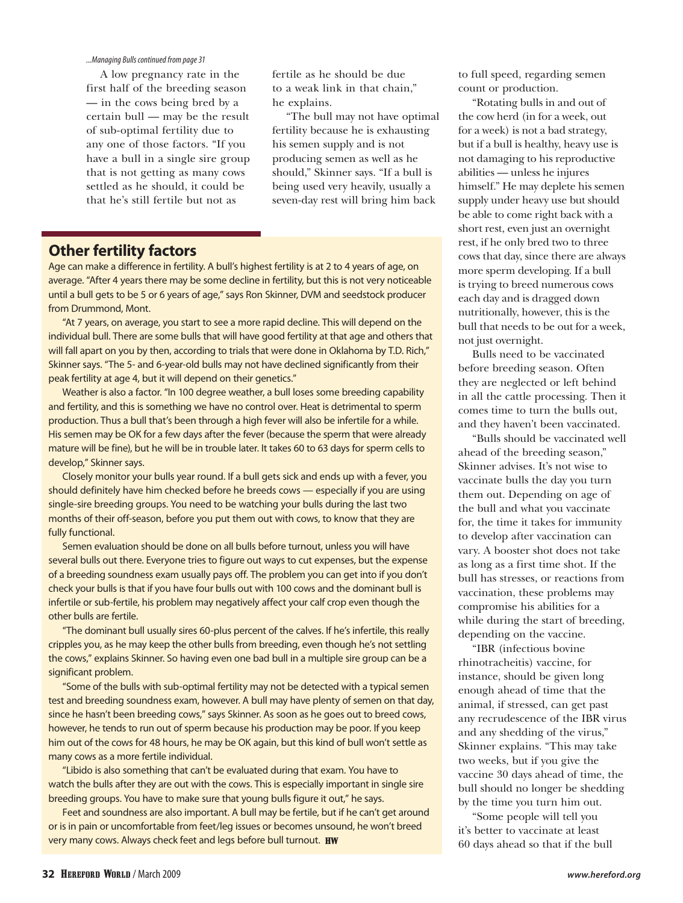*...Managing Bulls continued from page 31*

A low pregnancy rate in the first half of the breeding season — in the cows being bred by a certain bull — may be the result of sub-optimal fertility due to any one of those factors. "If you have a bull in a single sire group that is not getting as many cows settled as he should, it could be that he's still fertile but not as fertile as he should be due to a weak link in that chain," he explains.

"The bull may not have optimal fertility because he is exhausting his semen supply and is not producing semen as well as he should," Skinner says. "If a bull is being used very heavily, usually a seven-day rest will bring him back to full speed, regarding semen count or production.

"Rotating bulls in and out of the cow herd (in for a week, out for a week) is not a bad strategy, but if a bull is healthy, heavy use is not damaging to his reproductive abilities — unless he injures himself." He may deplete his semen supply under heavy use but should be able to come right back with a short rest, even just an overnight rest, if he only bred two to three cows that day, since there are always more sperm developing. If a bull is trying to breed numerous cows each day and is dragged down nutritionally, however, this is the bull that needs to be out for a week, not just overnight.

Bulls need to be vaccinated before breeding season. Often they are neglected or left behind in all the cattle processing. Then it comes time to turn the bulls out, and they haven't been vaccinated.

"Bulls should be vaccinated well ahead of the breeding season," Skinner advises. It's not wise to vaccinate bulls the day you turn them out. Depending on age of the bull and what you vaccinate for, the time it takes for immunity to develop after vaccination can vary. A booster shot does not take as long as a first time shot. If the bull has stresses, or reactions from vaccination, these problems may compromise his abilities for a while during the start of breeding, depending on the vaccine.

"IBR (infectious bovine rhinotracheitis) vaccine, for instance, should be given long enough ahead of time that the animal, if stressed, can get past any recrudescence of the IBR virus and any shedding of the virus," Skinner explains. "This may take two weeks, but if you give the vaccine 30 days ahead of time, the bull should no longer be shedding by the time you turn him out.

"Some people will tell you it's better to vaccinate at least 60 days ahead so that if the bull

## Other fertility factors

Age can make a difference in fertility. A bull's highest fertility is at 2 to 4 years of age, on average. "After 4 years there may be some decline in fertility, but this is not very noticeable until a bull gets to be 5 or 6 years of age," says Ron Skinner, DVM and seedstock producer from Drummond, Mont.

"At 7 years, on average, you start to see a more rapid decline. This will depend on the individual bull. There are some bulls that will have good fertility at that age and others that will fall apart on you by then, according to trials that were done in Oklahoma by T.D. Rich," Skinner says. "The 5- and 6-year-old bulls may not have declined significantly from their peak fertility at age 4, but it will depend on their genetics."

Weather is also a factor. "In 100 degree weather, a bull loses some breeding capability and fertility, and this is something we have no control over. Heat is detrimental to sperm production. Thus a bull that's been through a high fever will also be infertile for a while. His semen may be OK for a few days after the fever (because the sperm that were already mature will be fine), but he will be in trouble later. It takes 60 to 63 days for sperm cells to develop," Skinner says.

Closely monitor your bulls year round. If a bull gets sick and ends up with a fever, you should definitely have him checked before he breeds cows — especially if you are using single-sire breeding groups. You need to be watching your bulls during the last two months of their off-season, before you put them out with cows, to know that they are fully functional.

Semen evaluation should be done on all bulls before turnout, unless you will have several bulls out there. Everyone tries to figure out ways to cut expenses, but the expense of a breeding soundness exam usually pays off. The problem you can get into if you don't check your bulls is that if you have four bulls out with 100 cows and the dominant bull is infertile or sub-fertile, his problem may negatively affect your calf crop even though the other bulls are fertile.

"The dominant bull usually sires 60-plus percent of the calves. If he's infertile, this really cripples you, as he may keep the other bulls from breeding, even though he's not settling the cows," explains Skinner. So having even one bad bull in a multiple sire group can be a significant problem.

"Some of the bulls with sub-optimal fertility may not be detected with a typical semen test and breeding soundness exam, however. A bull may have plenty of semen on that day, since he hasn't been breeding cows," says Skinner. As soon as he goes out to breed cows, however, he tends to run out of sperm because his production may be poor. If you keep him out of the cows for 48 hours, he may be OK again, but this kind of bull won't settle as many cows as a more fertile individual.

"Libido is also something that can't be evaluated during that exam. You have to watch the bulls after they are out with the cows. This is especially important in single sire breeding groups. You have to make sure that young bulls figure it out," he says.

Feet and soundness are also important. A bull may be fertile, but if he can't get around or is in pain or uncomfortable from feet/leg issues or becomes unsound, he won't breed very many cows. Always check feet and legs before bull turnout. **HW**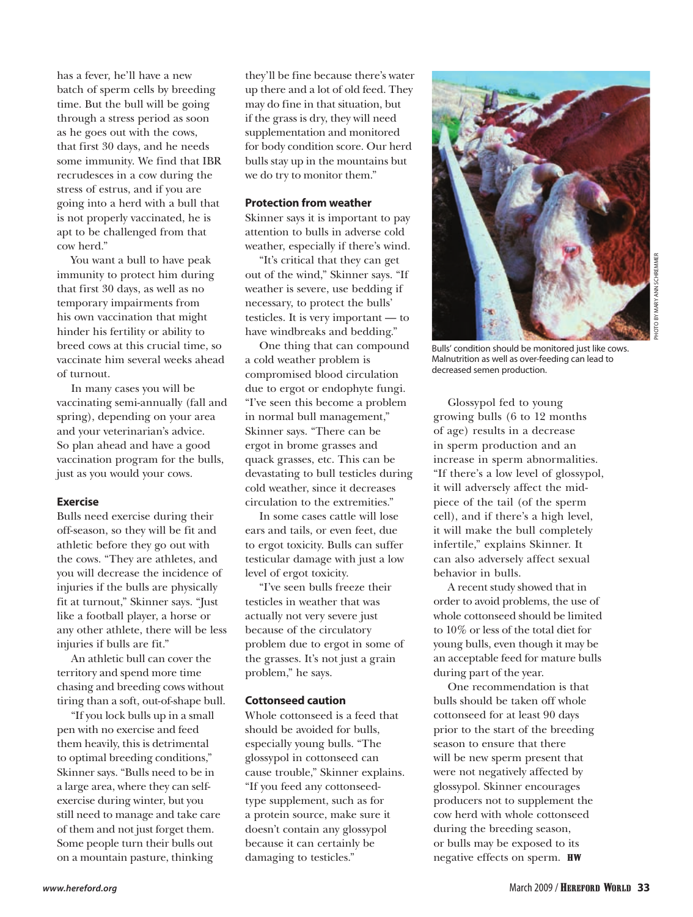has a fever, he'll have a new batch of sperm cells by breeding time. But the bull will be going through a stress period as soon as he goes out with the cows, that first 30 days, and he needs some immunity. We find that IBR recrudesces in a cow during the stress of estrus, and if you are going into a herd with a bull that is not properly vaccinated, he is apt to be challenged from that cow herd."

You want a bull to have peak immunity to protect him during that first 30 days, as well as no temporary impairments from his own vaccination that might hinder his fertility or ability to breed cows at this crucial time, so vaccinate him several weeks ahead of turnout.

In many cases you will be vaccinating semi-annually (fall and spring), depending on your area and your veterinarian's advice. So plan ahead and have a good vaccination program for the bulls, just as you would your cows.

### Exercise

Bulls need exercise during their off-season, so they will be fit and athletic before they go out with the cows. "They are athletes, and you will decrease the incidence of injuries if the bulls are physically fit at turnout," Skinner says. "Just like a football player, a horse or any other athlete, there will be less injuries if bulls are fit."

An athletic bull can cover the territory and spend more time chasing and breeding cows without tiring than a soft, out-of-shape bull.

"If you lock bulls up in a small pen with no exercise and feed them heavily, this is detrimental to optimal breeding conditions," Skinner says. "Bulls need to be in a large area, where they can self-exercise during winter, but you still need to manage and take care of them and not just forget them. Some people turn their bulls out on a mountain pasture, thinking they'll be fine because there's water up there and a lot of old feed. They may do fine in that situation, but if the grass is dry, they will need supplementation and monitored for body condition score. Our herd bulls stay up in the mountains but we do try to monitor them."

### Protection from weather

Skinner says it is important to pay attention to bulls in adverse cold weather, especially if there's wind.

"It's critical that they can get out of the wind," Skinner says. "If weather is severe, use bedding if necessary, to protect the bulls' testicles. It is very important — to have windbreaks and bedding."

One thing that can compound a cold weather problem is compromised blood circulation due to ergot or endophyte fungi. "I've seen this become a problem in normal bull management," Skinner says. "There can be ergot in brome grasses and quack grasses, etc. This can be devastating to bull testicles during cold weather, since it decreases circulation to the extremities."

In some cases cattle will lose ears and tails, or even feet, due to ergot toxicity. Bulls can suffer testicular damage with just a low level of ergot toxicity.

"I've seen bulls freeze their testicles in weather that was actually not very severe just because of the circulatory problem due to ergot in some of the grasses. It's not just a grain problem," he says.

### Cottonseed caution

Whole cottonseed is a feed that should be avoided for bulls, especially young bulls. "The glossypol in cottonseed can cause trouble," Skinner explains. "If you feed any cottonseed-type supplement, such as for a protein source, make sure it doesn't contain any glossypol because it can certainly be damaging to testicles."

Bulls' condition should be monitored just like cows. Malnutrition as well as over-feeding can lead to decreased semen production.

PHOTO BY MARY ANN SCHREMMER

Glossypol fed to young growing bulls (6 to 12 months of age) results in a decrease in sperm production and an increase in sperm abnormalities. "If there's a low level of glossypol, it will adversely affect the mid-piece of the tail (of the sperm cell), and if there's a high level, it will make the bull completely infertile," explains Skinner. It can also adversely affect sexual behavior in bulls.

A recent study showed that in order to avoid problems, the use of whole cottonseed should be limited to 10% or less of the total diet for young bulls, even though it may be an acceptable feed for mature bulls during part of the year.

One recommendation is that bulls should be taken off whole cottonseed for at least 90 days prior to the start of the breeding season to ensure that there will be new sperm present that were not negatively affected by glossypol. Skinner encourages producers not to supplement the cow herd with whole cottonseed during the breeding season, or bulls may be exposed to its negative effects on sperm. **HW**